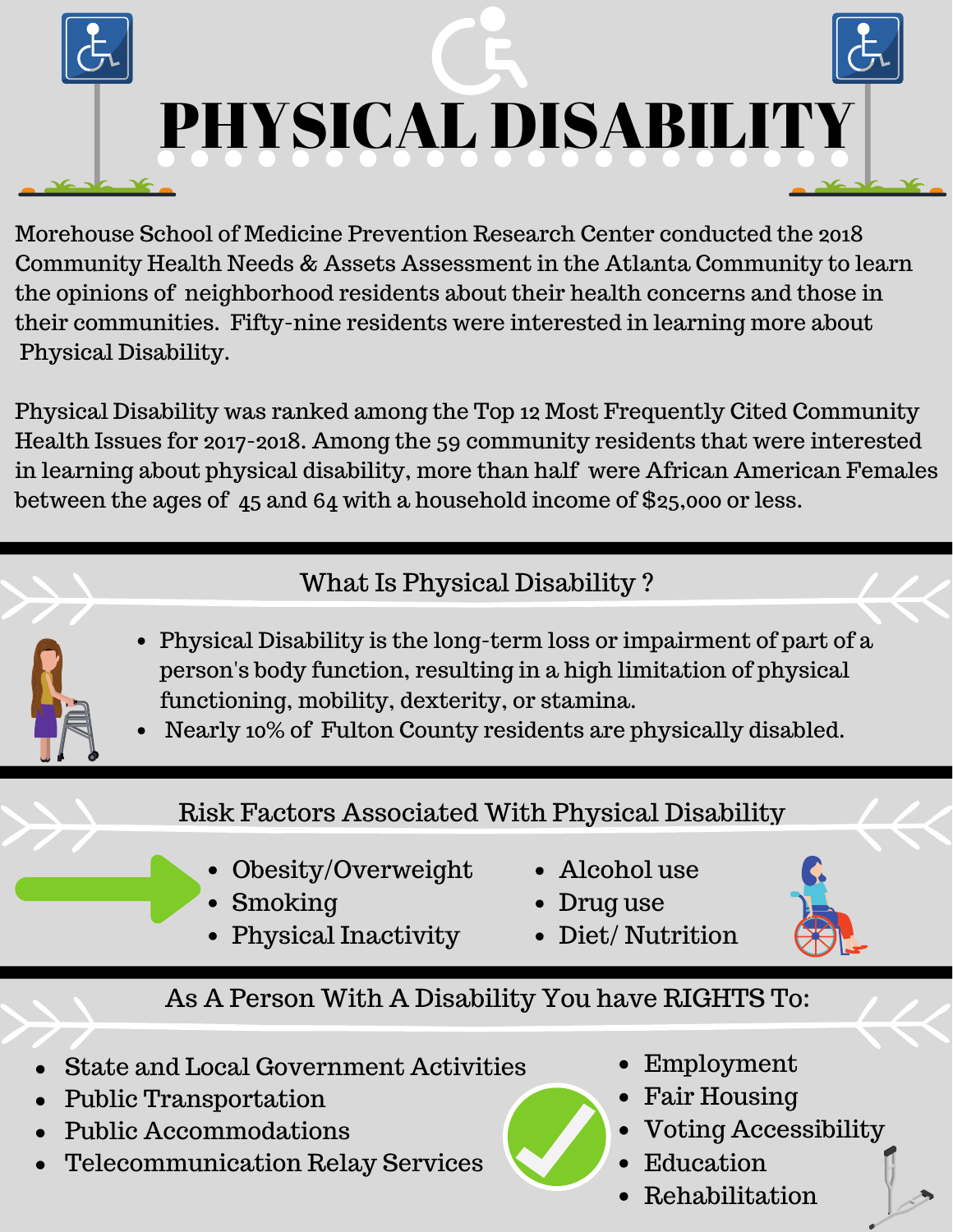# PHYSICAL DISABILITY

Morehouse School of Medicine Prevention Research Center conducted the 2018 Community Health Needs & Assets Assessment in the Atlanta Community to learn the opinions of neighborhood residents about their health concerns and those in their communities. Fifty-nine residents were interested in learning more about Physical Disability.

Physical Disability was ranked among the Top 12 Most Frequently Cited Community Health Issues for 2017-2018. Among the 59 community residents that were interested in learning about physical disability, more than half were African American Females between the ages of 45 and 64 with a household income of $25,000 or less.

## What Is Physical Disability ?

- Physical Disability is the long-term loss or impairment of part of a person's body function, resulting in a high limitation of physical functioning, mobility, dexterity, or stamina.
- Nearly 10% of Fulton County residents are physically disabled.

## Risk Factors Associated With Physical Disability

- Obesity/Overweight
- Smoking
- Physical Inactivity
- Alcohol use
- Drug use
- Diet/ Nutrition

## As A Person With A Disability You have RIGHTS To:

- State and Local Government Activities
- Public Transportation
- Public Accommodations
- Telecommunication Relay Services
- Employment
- Fair Housing
- Voting Accessibility
- Education
- Rehabilitation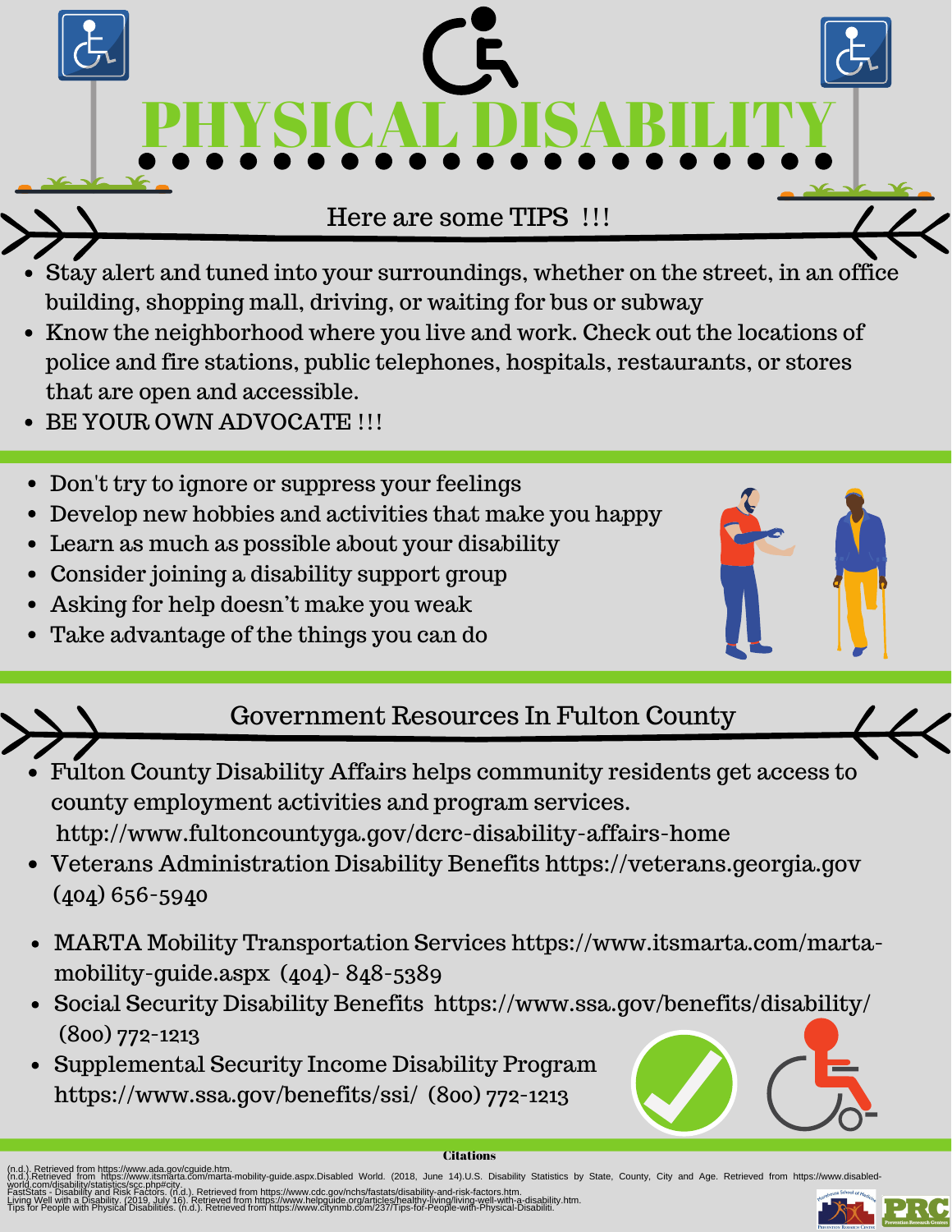# PHYSICAL DISABILITY

## Here are some TIPS !!!

- Stay alert and tuned into your surroundings, whether on the street, in an office building, shopping mall, driving, or waiting for bus or subway
- Know the neighborhood where you live and work. Check out the locations of police and fire stations, public telephones, hospitals, restaurants, or stores that are open and accessible.
- BE YOUR OWN ADVOCATE !!!

- Don't try to ignore or suppress your feelings
- Develop new hobbies and activities that make you happy
- Learn as much as possible about your disability
- Consider joining a disability support group
- Asking for help doesn't make you weak
- Take advantage of the things you can do

## Government Resources In Fulton County

- Fulton County Disability Affairs helps community residents get access to county employment activities and program services. http://www.fultoncountyga.gov/dcrc-disability-affairs-home
- Veterans Administration Disability Benefits https://veterans.georgia.gov (404) 656-5940
- MARTA Mobility Transportation Services https://www.itsmarta.com/marta-mobility-guide.aspx (404)- 848-5389
- Social Security Disability Benefits https://www.ssa.gov/benefits/disability/ (800) 772-1213
- Supplemental Security Income Disability Program https://www.ssa.gov/benefits/ssi/ (800) 772-1213

**Citations**

(n.d.). Retrieved from https://www.ada.gov/cguide.htm.
(n.d.).Retrieved from https://www.itsmarta.com/marta-mobility-guide.aspx.Disabled World. (2018, June 14).U.S. Disability Statistics by State, County, City and Age. Retrieved from https://www.disabled-world.com/disability/statistics/scc.php#city.
FastStats - Disability and Risk Factors. (n.d.). Retrieved from https://www.cdc.gov/nchs/fastats/disability-and-risk-factors.htm.
Living Well with a Disability. (2019, July 16). Retrieved from https://www.helpguide.org/articles/healthy-living/living-well-with-a-disability.htm.
Tips for People with Physical Disabilities. (n.d.). Retrieved from https://www.citynmb.com/237/Tips-for-People-with-Physical-Disabiliti.